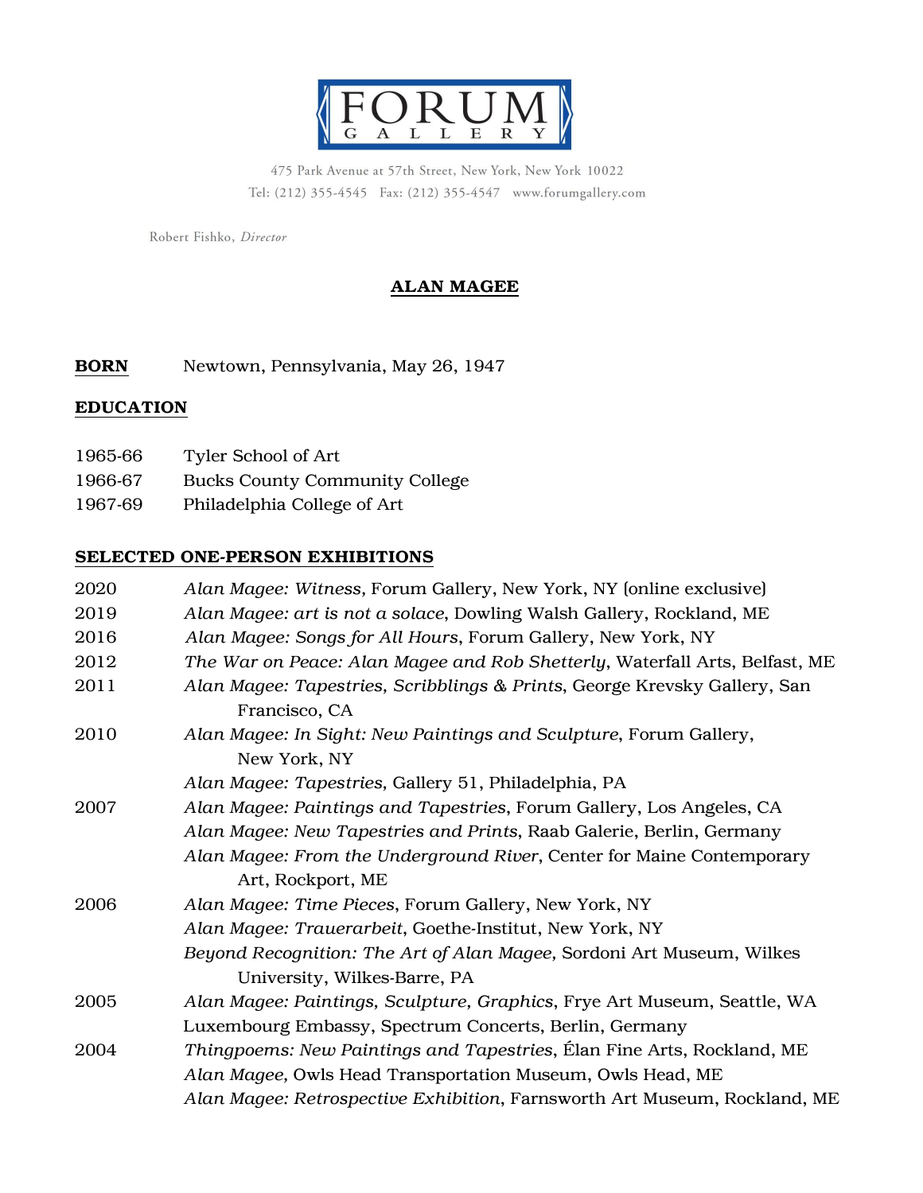# FORUM GALLERY

475 Park Avenue at 57th Street, New York, New York 10022
Tel: (212) 355-4545 Fax: (212) 355-4547 www.forumgallery.com

Robert Fishko, *Director*

## ALAN MAGEE

**BORN** Newtown, Pennsylvania, May 26, 1947

### EDUCATION

| | |
|---|---|
| 1965-66 | Tyler School of Art |
| 1966-67 | Bucks County Community College |
| 1967-69 | Philadelphia College of Art |

### SELECTED ONE-PERSON EXHIBITIONS

| | |
|---|---|
| 2020 | *Alan Magee: Witness,* Forum Gallery, New York, NY (online exclusive) |
| 2019 | *Alan Magee: art is not a solace*, Dowling Walsh Gallery, Rockland, ME |
| 2016 | *Alan Magee: Songs for All Hours*, Forum Gallery, New York, NY |
| 2012 | *The War on Peace: Alan Magee and Rob Shetterly*, Waterfall Arts, Belfast, ME |
| 2011 | *Alan Magee: Tapestries, Scribblings & Prints*, George Krevsky Gallery, San Francisco, CA |
| 2010 | *Alan Magee: In Sight: New Paintings and Sculpture*, Forum Gallery, New York, NY |
| | *Alan Magee: Tapestries,* Gallery 51, Philadelphia, PA |
| 2007 | *Alan Magee: Paintings and Tapestries*, Forum Gallery, Los Angeles, CA |
| | *Alan Magee: New Tapestries and Prints*, Raab Galerie, Berlin, Germany |
| | *Alan Magee: From the Underground River*, Center for Maine Contemporary Art, Rockport, ME |
| 2006 | *Alan Magee: Time Pieces*, Forum Gallery, New York, NY |
| | *Alan Magee: Trauerarbeit*, Goethe-Institut, New York, NY |
| | *Beyond Recognition: The Art of Alan Magee*, Sordoni Art Museum, Wilkes University, Wilkes-Barre, PA |
| 2005 | *Alan Magee: Paintings, Sculpture, Graphics*, Frye Art Museum, Seattle, WA |
| | Luxembourg Embassy, Spectrum Concerts, Berlin, Germany |
| 2004 | *Thingpoems: New Paintings and Tapestries*, Élan Fine Arts, Rockland, ME |
| | *Alan Magee,* Owls Head Transportation Museum, Owls Head, ME |
| | *Alan Magee: Retrospective Exhibition*, Farnsworth Art Museum, Rockland, ME |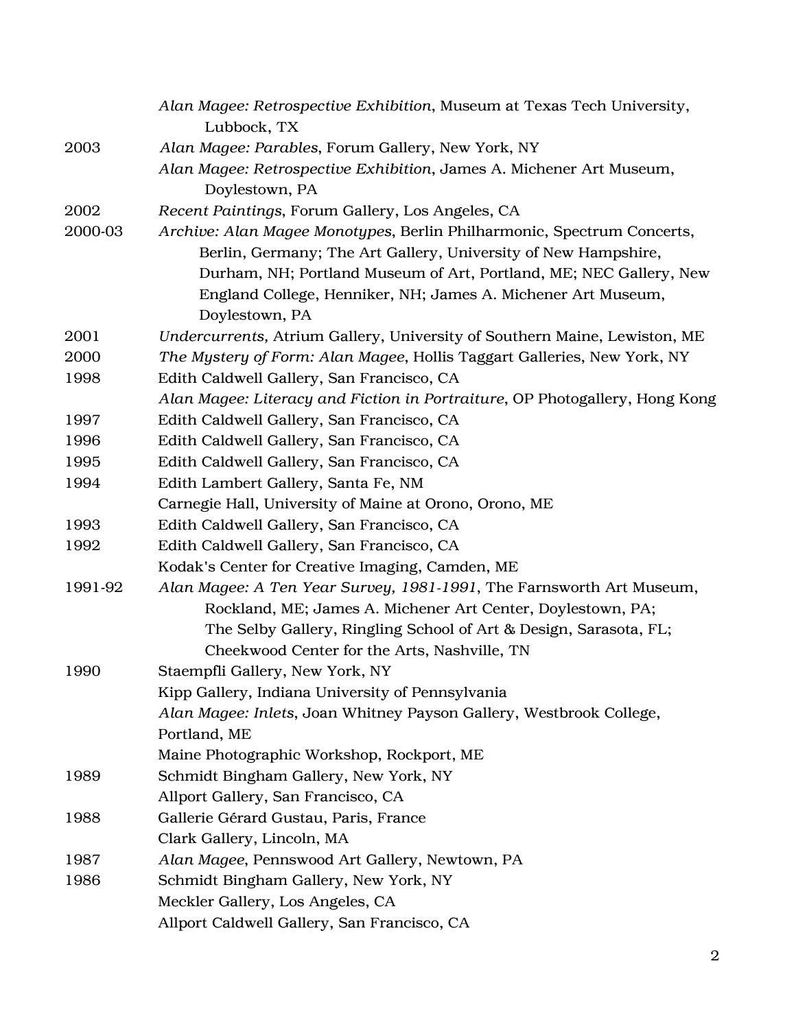| | |
|---|---|
| | *Alan Magee: Retrospective Exhibition*, Museum at Texas Tech University, Lubbock, TX |
| 2003 | *Alan Magee: Parables*, Forum Gallery, New York, NY |
| | *Alan Magee: Retrospective Exhibition*, James A. Michener Art Museum, Doylestown, PA |
| 2002 | *Recent Paintings*, Forum Gallery, Los Angeles, CA |
| 2000-03 | *Archive: Alan Magee Monotypes*, Berlin Philharmonic, Spectrum Concerts, Berlin, Germany; The Art Gallery, University of New Hampshire, Durham, NH; Portland Museum of Art, Portland, ME; NEC Gallery, New England College, Henniker, NH; James A. Michener Art Museum, Doylestown, PA |
| 2001 | *Undercurrents,* Atrium Gallery, University of Southern Maine, Lewiston, ME |
| 2000 | *The Mystery of Form: Alan Magee*, Hollis Taggart Galleries, New York, NY |
| 1998 | Edith Caldwell Gallery, San Francisco, CA |
| | *Alan Magee: Literacy and Fiction in Portraiture*, OP Photogallery, Hong Kong |
| 1997 | Edith Caldwell Gallery, San Francisco, CA |
| 1996 | Edith Caldwell Gallery, San Francisco, CA |
| 1995 | Edith Caldwell Gallery, San Francisco, CA |
| 1994 | Edith Lambert Gallery, Santa Fe, NM |
| | Carnegie Hall, University of Maine at Orono, Orono, ME |
| 1993 | Edith Caldwell Gallery, San Francisco, CA |
| 1992 | Edith Caldwell Gallery, San Francisco, CA |
| | Kodak's Center for Creative Imaging, Camden, ME |
| 1991-92 | *Alan Magee: A Ten Year Survey, 1981-1991*, The Farnsworth Art Museum, Rockland, ME; James A. Michener Art Center, Doylestown, PA; The Selby Gallery, Ringling School of Art & Design, Sarasota, FL; Cheekwood Center for the Arts, Nashville, TN |
| 1990 | Staempfli Gallery, New York, NY |
| | Kipp Gallery, Indiana University of Pennsylvania |
| | *Alan Magee: Inlets*, Joan Whitney Payson Gallery, Westbrook College, Portland, ME |
| | Maine Photographic Workshop, Rockport, ME |
| 1989 | Schmidt Bingham Gallery, New York, NY |
| | Allport Gallery, San Francisco, CA |
| 1988 | Gallerie Gérard Gustau, Paris, France |
| | Clark Gallery, Lincoln, MA |
| 1987 | *Alan Magee*, Pennswood Art Gallery, Newtown, PA |
| 1986 | Schmidt Bingham Gallery, New York, NY |
| | Meckler Gallery, Los Angeles, CA |
| | Allport Caldwell Gallery, San Francisco, CA |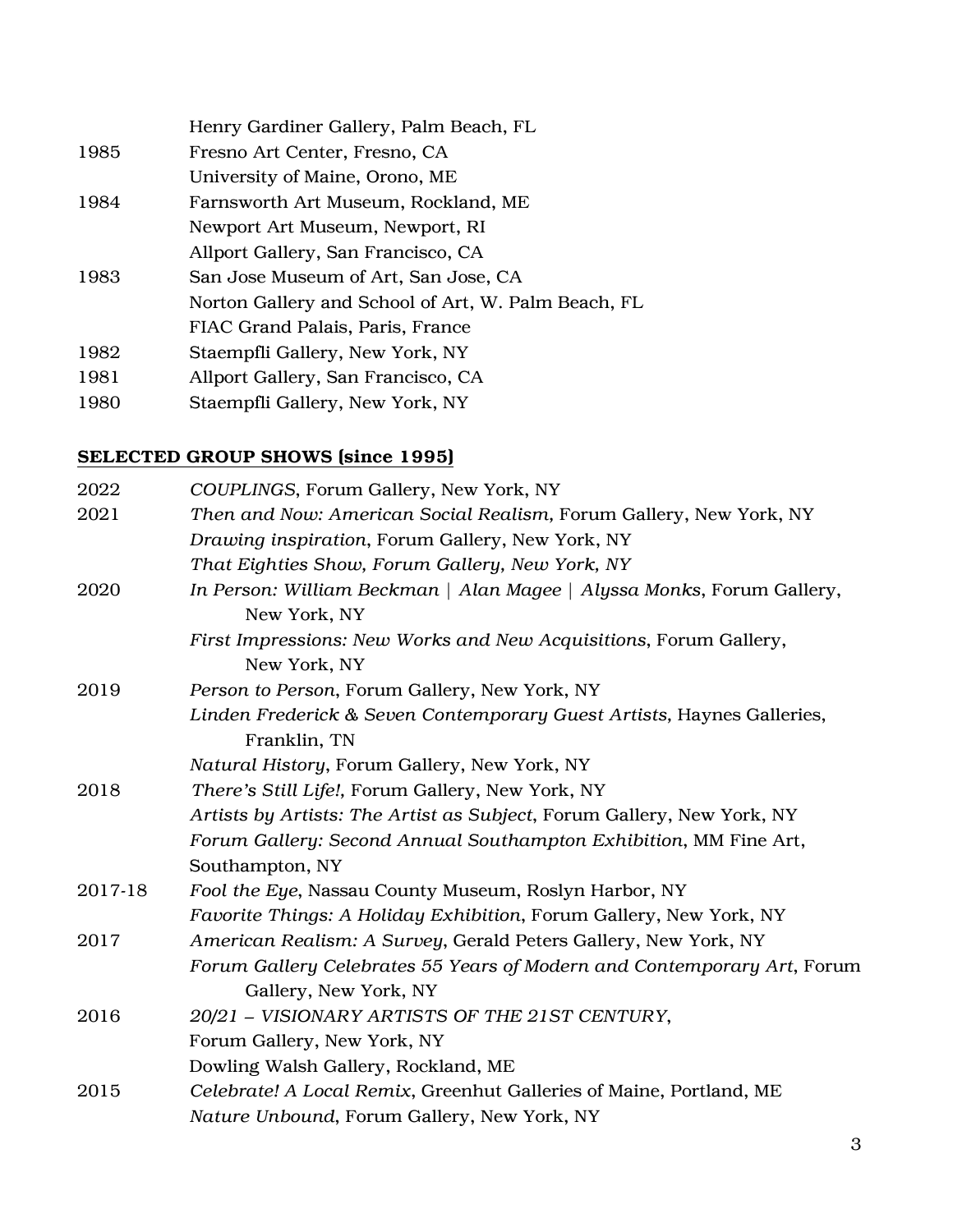| | |
|---|---|
| | Henry Gardiner Gallery, Palm Beach, FL |
| 1985 | Fresno Art Center, Fresno, CA |
| | University of Maine, Orono, ME |
| 1984 | Farnsworth Art Museum, Rockland, ME |
| | Newport Art Museum, Newport, RI |
| | Allport Gallery, San Francisco, CA |
| 1983 | San Jose Museum of Art, San Jose, CA |
| | Norton Gallery and School of Art, W. Palm Beach, FL |
| | FIAC Grand Palais, Paris, France |
| 1982 | Staempfli Gallery, New York, NY |
| 1981 | Allport Gallery, San Francisco, CA |
| 1980 | Staempfli Gallery, New York, NY |

**SELECTED GROUP SHOWS (since 1995)**

| | |
|---|---|
| 2022 | *COUPLINGS*, Forum Gallery, New York, NY |
| 2021 | *Then and Now: American Social Realism*, Forum Gallery, New York, NY |
| | *Drawing inspiration*, Forum Gallery, New York, NY |
| | *That Eighties Show, Forum Gallery, New York, NY* |
| 2020 | *In Person: William Beckman \| Alan Magee \| Alyssa Monks*, Forum Gallery, New York, NY |
| | *First Impressions: New Works and New Acquisitions*, Forum Gallery, New York, NY |
| 2019 | *Person to Person*, Forum Gallery, New York, NY |
| | *Linden Frederick & Seven Contemporary Guest Artists*, Haynes Galleries, Franklin, TN |
| | *Natural History*, Forum Gallery, New York, NY |
| 2018 | *There's Still Life!*, Forum Gallery, New York, NY |
| | *Artists by Artists: The Artist as Subject*, Forum Gallery, New York, NY |
| | *Forum Gallery: Second Annual Southampton Exhibition*, MM Fine Art, Southampton, NY |
| 2017-18 | *Fool the Eye*, Nassau County Museum, Roslyn Harbor, NY |
| | *Favorite Things: A Holiday Exhibition*, Forum Gallery, New York, NY |
| 2017 | *American Realism: A Survey*, Gerald Peters Gallery, New York, NY |
| | *Forum Gallery Celebrates 55 Years of Modern and Contemporary Art*, Forum Gallery, New York, NY |
| 2016 | *20/21 – VISIONARY ARTISTS OF THE 21ST CENTURY*, Forum Gallery, New York, NY |
| | Dowling Walsh Gallery, Rockland, ME |
| 2015 | *Celebrate! A Local Remix*, Greenhut Galleries of Maine, Portland, ME |
| | *Nature Unbound*, Forum Gallery, New York, NY |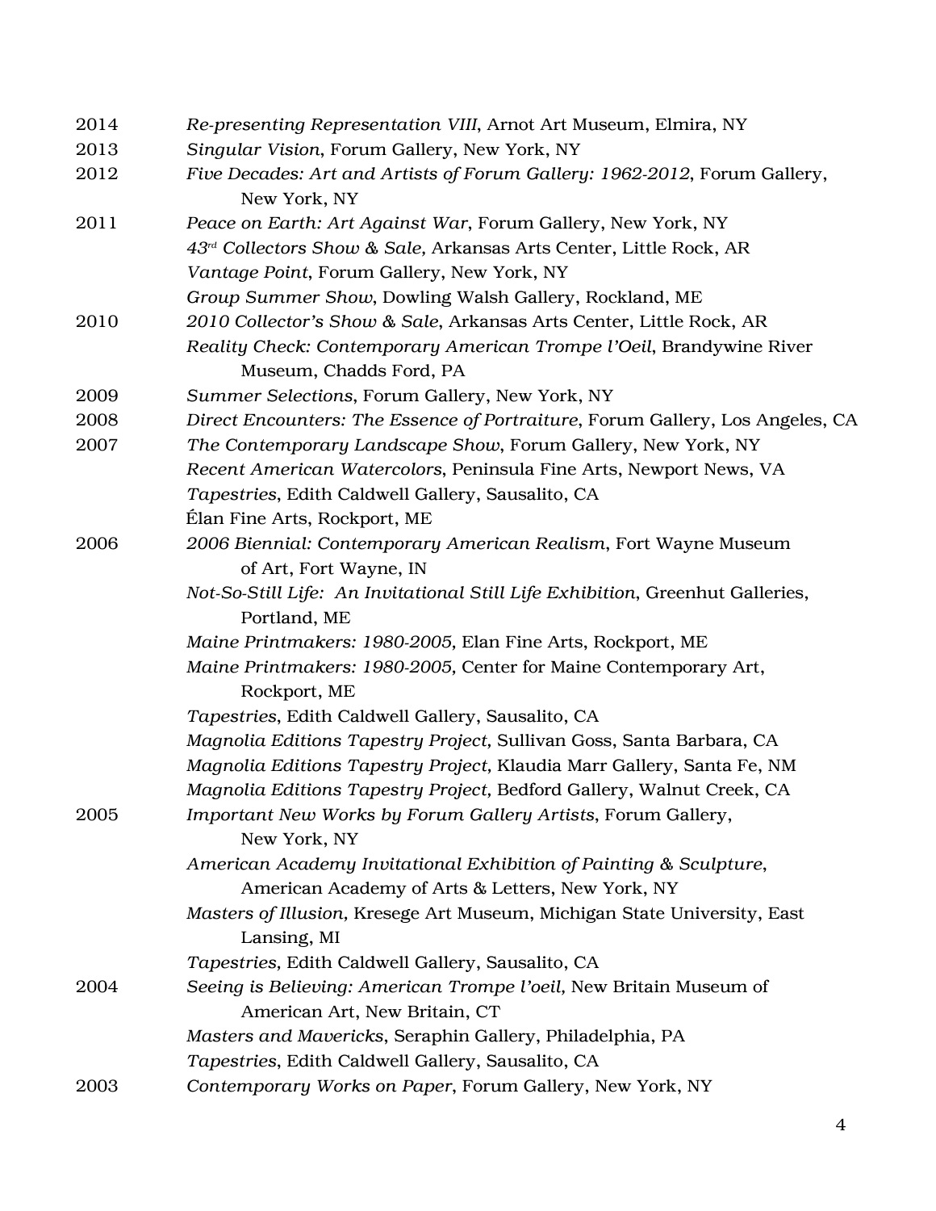2014 *Re-presenting Representation VIII*, Arnot Art Museum, Elmira, NY

2013 *Singular Vision*, Forum Gallery, New York, NY

2012 *Five Decades: Art and Artists of Forum Gallery: 1962-2012*, Forum Gallery, New York, NY

2011 *Peace on Earth: Art Against War*, Forum Gallery, New York, NY
*43rd Collectors Show & Sale,* Arkansas Arts Center, Little Rock, AR
*Vantage Point*, Forum Gallery, New York, NY
*Group Summer Show*, Dowling Walsh Gallery, Rockland, ME

2010 *2010 Collector's Show & Sale*, Arkansas Arts Center, Little Rock, AR
*Reality Check: Contemporary American Trompe l'Oeil*, Brandywine River Museum, Chadds Ford, PA

2009 *Summer Selections*, Forum Gallery, New York, NY

2008 *Direct Encounters: The Essence of Portraiture*, Forum Gallery, Los Angeles, CA

2007 *The Contemporary Landscape Show*, Forum Gallery, New York, NY
*Recent American Watercolors*, Peninsula Fine Arts, Newport News, VA
*Tapestries*, Edith Caldwell Gallery, Sausalito, CA
Élan Fine Arts, Rockport, ME

2006 *2006 Biennial: Contemporary American Realism*, Fort Wayne Museum of Art, Fort Wayne, IN
*Not-So-Still Life: An Invitational Still Life Exhibition*, Greenhut Galleries, Portland, ME
*Maine Printmakers: 1980-2005,* Elan Fine Arts, Rockport, ME
*Maine Printmakers: 1980-2005,* Center for Maine Contemporary Art, Rockport, ME
*Tapestries*, Edith Caldwell Gallery, Sausalito, CA
*Magnolia Editions Tapestry Project,* Sullivan Goss, Santa Barbara, CA
*Magnolia Editions Tapestry Project,* Klaudia Marr Gallery, Santa Fe, NM
*Magnolia Editions Tapestry Project,* Bedford Gallery, Walnut Creek, CA

2005 *Important New Works by Forum Gallery Artists*, Forum Gallery, New York, NY
*American Academy Invitational Exhibition of Painting & Sculpture*, American Academy of Arts & Letters, New York, NY
*Masters of Illusion,* Kresege Art Museum, Michigan State University, East Lansing, MI
*Tapestries*, Edith Caldwell Gallery, Sausalito, CA

2004 *Seeing is Believing: American Trompe l'oeil,* New Britain Museum of American Art, New Britain, CT
*Masters and Mavericks*, Seraphin Gallery, Philadelphia, PA
*Tapestries*, Edith Caldwell Gallery, Sausalito, CA

2003 *Contemporary Works on Paper*, Forum Gallery, New York, NY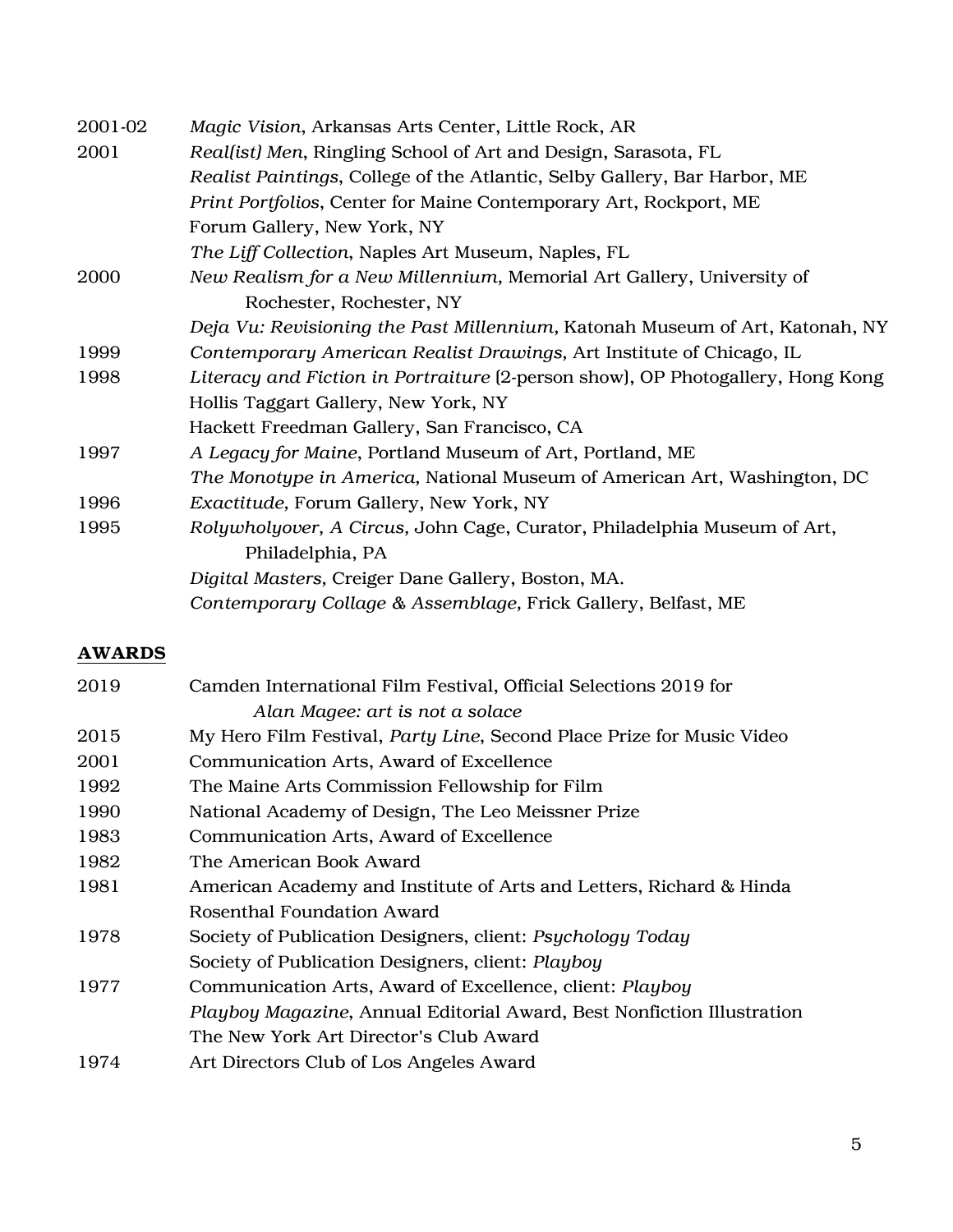| | |
|---|---|
| 2001-02 | *Magic Vision*, Arkansas Arts Center, Little Rock, AR |
| 2001 | *Real(ist) Men*, Ringling School of Art and Design, Sarasota, FL |
| | *Realist Paintings*, College of the Atlantic, Selby Gallery, Bar Harbor, ME |
| | *Print Portfolios*, Center for Maine Contemporary Art, Rockport, ME |
| | Forum Gallery, New York, NY |
| | *The Liff Collection*, Naples Art Museum, Naples, FL |
| 2000 | *New Realism for a New Millennium,* Memorial Art Gallery, University of Rochester, Rochester, NY |
| | *Deja Vu: Revisioning the Past Millennium*, Katonah Museum of Art, Katonah, NY |
| 1999 | *Contemporary American Realist Drawings,* Art Institute of Chicago, IL |
| 1998 | *Literacy and Fiction in Portraiture* (2-person show), OP Photogallery, Hong Kong |
| | Hollis Taggart Gallery, New York, NY |
| | Hackett Freedman Gallery, San Francisco, CA |
| 1997 | *A Legacy for Maine*, Portland Museum of Art, Portland, ME |
| | *The Monotype in America,* National Museum of American Art, Washington, DC |
| 1996 | *Exactitude,* Forum Gallery, New York, NY |
| 1995 | *Rolywholyover, A Circus,* John Cage, Curator, Philadelphia Museum of Art, Philadelphia, PA |
| | *Digital Masters,* Creiger Dane Gallery, Boston, MA. |
| | *Contemporary Collage & Assemblage,* Frick Gallery, Belfast, ME |

## AWARDS

| | |
|---|---|
| 2019 | Camden International Film Festival, Official Selections 2019 for *Alan Magee: art is not a solace* |
| 2015 | My Hero Film Festival, *Party Line*, Second Place Prize for Music Video |
| 2001 | Communication Arts, Award of Excellence |
| 1992 | The Maine Arts Commission Fellowship for Film |
| 1990 | National Academy of Design, The Leo Meissner Prize |
| 1983 | Communication Arts, Award of Excellence |
| 1982 | The American Book Award |
| 1981 | American Academy and Institute of Arts and Letters, Richard & Hinda Rosenthal Foundation Award |
| 1978 | Society of Publication Designers, client: *Psychology Today* |
| | Society of Publication Designers, client: *Playboy* |
| 1977 | Communication Arts, Award of Excellence, client: *Playboy* |
| | *Playboy Magazine*, Annual Editorial Award, Best Nonfiction Illustration |
| | The New York Art Director's Club Award |
| 1974 | Art Directors Club of Los Angeles Award |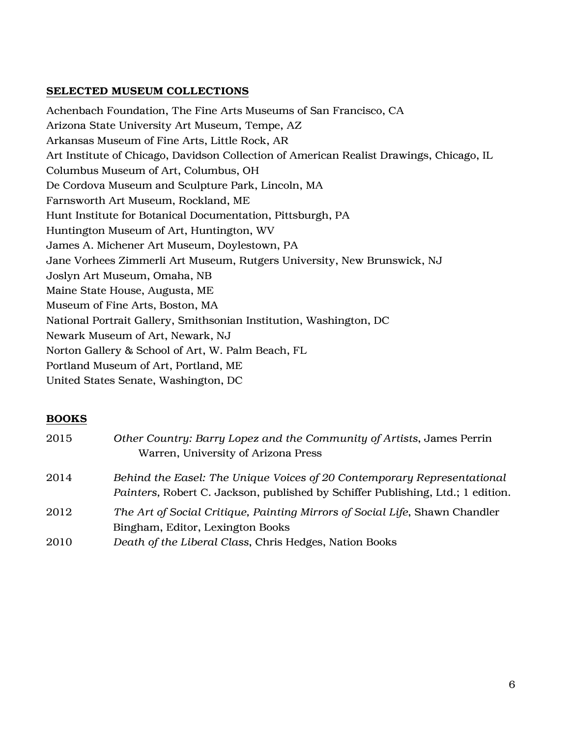**SELECTED MUSEUM COLLECTIONS**

Achenbach Foundation, The Fine Arts Museums of San Francisco, CA
Arizona State University Art Museum, Tempe, AZ
Arkansas Museum of Fine Arts, Little Rock, AR
Art Institute of Chicago, Davidson Collection of American Realist Drawings, Chicago, IL
Columbus Museum of Art, Columbus, OH
De Cordova Museum and Sculpture Park, Lincoln, MA
Farnsworth Art Museum, Rockland, ME
Hunt Institute for Botanical Documentation, Pittsburgh, PA
Huntington Museum of Art, Huntington, WV
James A. Michener Art Museum, Doylestown, PA
Jane Vorhees Zimmerli Art Museum, Rutgers University, New Brunswick, NJ
Joslyn Art Museum, Omaha, NB
Maine State House, Augusta, ME
Museum of Fine Arts, Boston, MA
National Portrait Gallery, Smithsonian Institution, Washington, DC
Newark Museum of Art, Newark, NJ
Norton Gallery & School of Art, W. Palm Beach, FL
Portland Museum of Art, Portland, ME
United States Senate, Washington, DC

**BOOKS**

2015 *Other Country: Barry Lopez and the Community of Artists*, James Perrin Warren, University of Arizona Press

2014 *Behind the Easel: The Unique Voices of 20 Contemporary Representational Painters,* Robert C. Jackson, published by Schiffer Publishing, Ltd.; 1 edition.

2012 *The Art of Social Critique, Painting Mirrors of Social Life*, Shawn Chandler Bingham, Editor, Lexington Books

2010 *Death of the Liberal Class*, Chris Hedges, Nation Books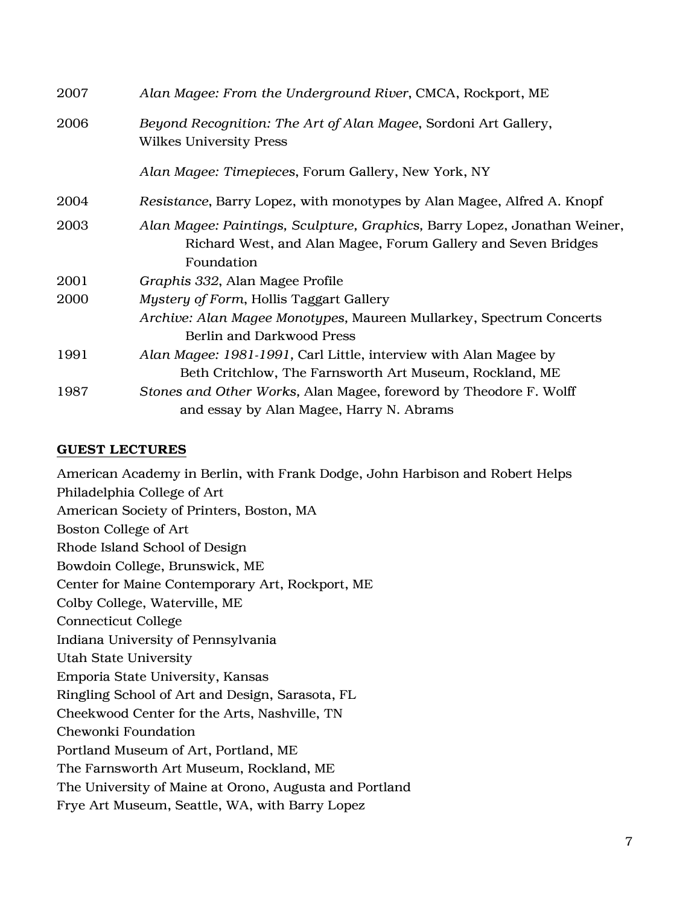| | |
|---|---|
| 2007 | *Alan Magee: From the Underground River*, CMCA, Rockport, ME |
| 2006 | *Beyond Recognition: The Art of Alan Magee*, Sordoni Art Gallery, Wilkes University Press |
| | *Alan Magee: Timepieces*, Forum Gallery, New York, NY |
| 2004 | *Resistance*, Barry Lopez, with monotypes by Alan Magee, Alfred A. Knopf |
| 2003 | *Alan Magee: Paintings, Sculpture, Graphics,* Barry Lopez, Jonathan Weiner, Richard West, and Alan Magee, Forum Gallery and Seven Bridges Foundation |
| 2001 | *Graphis 332*, Alan Magee Profile |
| 2000 | *Mystery of Form*, Hollis Taggart Gallery |
| | *Archive: Alan Magee Monotypes,* Maureen Mullarkey, Spectrum Concerts Berlin and Darkwood Press |
| 1991 | *Alan Magee: 1981-1991,* Carl Little, interview with Alan Magee by Beth Critchlow, The Farnsworth Art Museum, Rockland, ME |
| 1987 | *Stones and Other Works,* Alan Magee, foreword by Theodore F. Wolff and essay by Alan Magee, Harry N. Abrams |

## GUEST LECTURES

American Academy in Berlin, with Frank Dodge, John Harbison and Robert Helps
Philadelphia College of Art
American Society of Printers, Boston, MA
Boston College of Art
Rhode Island School of Design
Bowdoin College, Brunswick, ME
Center for Maine Contemporary Art, Rockport, ME
Colby College, Waterville, ME
Connecticut College
Indiana University of Pennsylvania
Utah State University
Emporia State University, Kansas
Ringling School of Art and Design, Sarasota, FL
Cheekwood Center for the Arts, Nashville, TN
Chewonki Foundation
Portland Museum of Art, Portland, ME
The Farnsworth Art Museum, Rockland, ME
The University of Maine at Orono, Augusta and Portland
Frye Art Museum, Seattle, WA, with Barry Lopez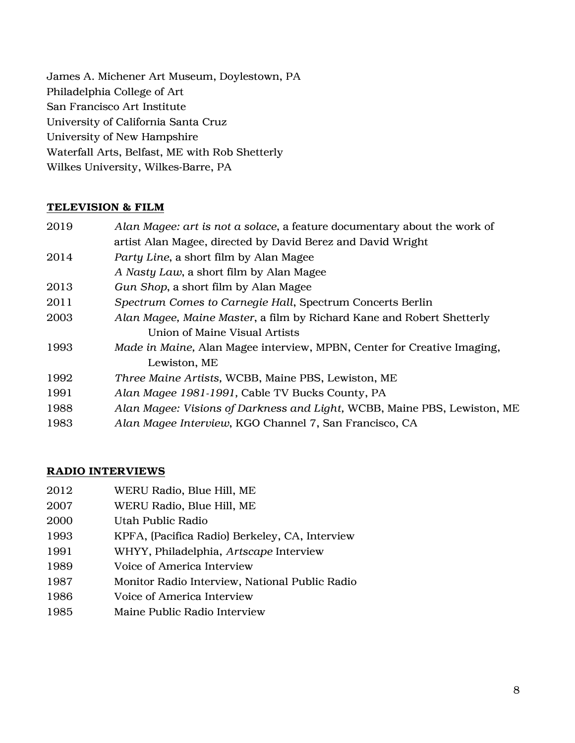James A. Michener Art Museum, Doylestown, PA
Philadelphia College of Art
San Francisco Art Institute
University of California Santa Cruz
University of New Hampshire
Waterfall Arts, Belfast, ME with Rob Shetterly
Wilkes University, Wilkes-Barre, PA

## TELEVISION & FILM

| | |
|---|---|
| 2019 | *Alan Magee: art is not a solace*, a feature documentary about the work of artist Alan Magee, directed by David Berez and David Wright |
| 2014 | *Party Line*, a short film by Alan Magee |
| | *A Nasty Law*, a short film by Alan Magee |
| 2013 | *Gun Shop*, a short film by Alan Magee |
| 2011 | *Spectrum Comes to Carnegie Hall*, Spectrum Concerts Berlin |
| 2003 | *Alan Magee, Maine Master*, a film by Richard Kane and Robert Shetterly Union of Maine Visual Artists |
| 1993 | *Made in Maine,* Alan Magee interview, MPBN, Center for Creative Imaging, Lewiston, ME |
| 1992 | *Three Maine Artists,* WCBB, Maine PBS, Lewiston, ME |
| 1991 | *Alan Magee 1981-1991,* Cable TV Bucks County, PA |
| 1988 | *Alan Magee: Visions of Darkness and Light,* WCBB, Maine PBS, Lewiston, ME |
| 1983 | *Alan Magee Interview*, KGO Channel 7, San Francisco, CA |

## RADIO INTERVIEWS

| | |
|---|---|
| 2012 | WERU Radio, Blue Hill, ME |
| 2007 | WERU Radio, Blue Hill, ME |
| 2000 | Utah Public Radio |
| 1993 | KPFA, (Pacifica Radio) Berkeley, CA, Interview |
| 1991 | WHYY, Philadelphia, *Artscape* Interview |
| 1989 | Voice of America Interview |
| 1987 | Monitor Radio Interview, National Public Radio |
| 1986 | Voice of America Interview |
| 1985 | Maine Public Radio Interview |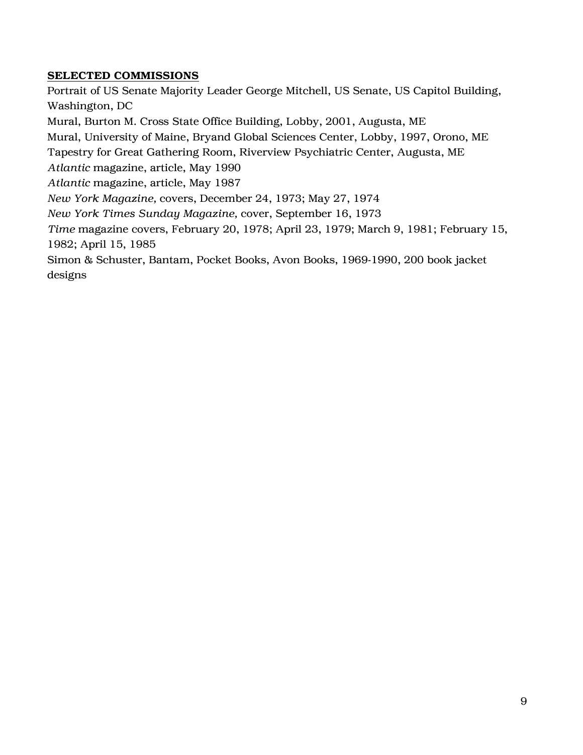**SELECTED COMMISSIONS**

Portrait of US Senate Majority Leader George Mitchell, US Senate, US Capitol Building, Washington, DC
Mural, Burton M. Cross State Office Building, Lobby, 2001, Augusta, ME
Mural, University of Maine, Bryand Global Sciences Center, Lobby, 1997, Orono, ME
Tapestry for Great Gathering Room, Riverview Psychiatric Center, Augusta, ME
*Atlantic* magazine, article, May 1990
*Atlantic* magazine, article, May 1987
*New York Magazine,* covers, December 24, 1973; May 27, 1974
*New York Times Sunday Magazine,* cover, September 16, 1973
*Time* magazine covers, February 20, 1978; April 23, 1979; March 9, 1981; February 15, 1982; April 15, 1985
Simon & Schuster, Bantam, Pocket Books, Avon Books, 1969-1990, 200 book jacket designs